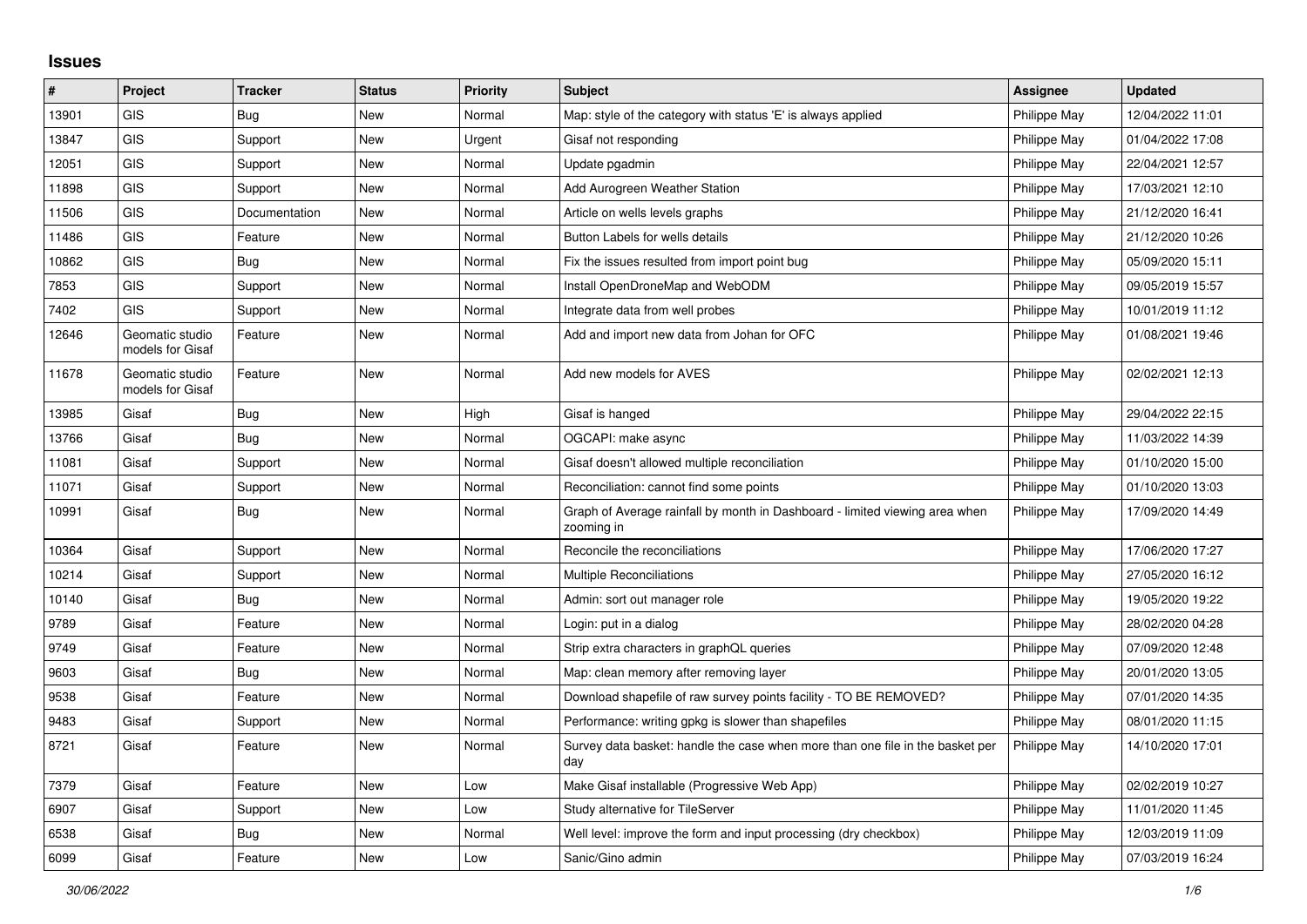## Issues

| # | Project | Tracker | Status | Priority | Subject | Assignee | Updated |
|---|---|---|---|---|---|---|---|
| 13901 | GIS | Bug | New | Normal | Map: style of the category with status 'E' is always applied | Philippe May | 12/04/2022 11:01 |
| 13847 | GIS | Support | New | Urgent | Gisaf not responding | Philippe May | 01/04/2022 17:08 |
| 12051 | GIS | Support | New | Normal | Update pgadmin | Philippe May | 22/04/2021 12:57 |
| 11898 | GIS | Support | New | Normal | Add Aurogreen Weather Station | Philippe May | 17/03/2021 12:10 |
| 11506 | GIS | Documentation | New | Normal | Article on wells levels graphs | Philippe May | 21/12/2020 16:41 |
| 11486 | GIS | Feature | New | Normal | Button Labels for wells details | Philippe May | 21/12/2020 10:26 |
| 10862 | GIS | Bug | New | Normal | Fix the issues resulted from import point bug | Philippe May | 05/09/2020 15:11 |
| 7853 | GIS | Support | New | Normal | Install OpenDroneMap and WebODM | Philippe May | 09/05/2019 15:57 |
| 7402 | GIS | Support | New | Normal | Integrate data from well probes | Philippe May | 10/01/2019 11:12 |
| 12646 | Geomatic studio models for Gisaf | Feature | New | Normal | Add and import new data from Johan for OFC | Philippe May | 01/08/2021 19:46 |
| 11678 | Geomatic studio models for Gisaf | Feature | New | Normal | Add new models for AVES | Philippe May | 02/02/2021 12:13 |
| 13985 | Gisaf | Bug | New | High | Gisaf is hanged | Philippe May | 29/04/2022 22:15 |
| 13766 | Gisaf | Bug | New | Normal | OGCAPI: make async | Philippe May | 11/03/2022 14:39 |
| 11081 | Gisaf | Support | New | Normal | Gisaf doesn't allowed multiple reconciliation | Philippe May | 01/10/2020 15:00 |
| 11071 | Gisaf | Support | New | Normal | Reconciliation: cannot find some points | Philippe May | 01/10/2020 13:03 |
| 10991 | Gisaf | Bug | New | Normal | Graph of Average rainfall by month in Dashboard - limited viewing area when zooming in | Philippe May | 17/09/2020 14:49 |
| 10364 | Gisaf | Support | New | Normal | Reconcile the reconciliations | Philippe May | 17/06/2020 17:27 |
| 10214 | Gisaf | Support | New | Normal | Multiple Reconciliations | Philippe May | 27/05/2020 16:12 |
| 10140 | Gisaf | Bug | New | Normal | Admin: sort out manager role | Philippe May | 19/05/2020 19:22 |
| 9789 | Gisaf | Feature | New | Normal | Login: put in a dialog | Philippe May | 28/02/2020 04:28 |
| 9749 | Gisaf | Feature | New | Normal | Strip extra characters in graphQL queries | Philippe May | 07/09/2020 12:48 |
| 9603 | Gisaf | Bug | New | Normal | Map: clean memory after removing layer | Philippe May | 20/01/2020 13:05 |
| 9538 | Gisaf | Feature | New | Normal | Download shapefile of raw survey points facility - TO BE REMOVED? | Philippe May | 07/01/2020 14:35 |
| 9483 | Gisaf | Support | New | Normal | Performance: writing gpkg is slower than shapefiles | Philippe May | 08/01/2020 11:15 |
| 8721 | Gisaf | Feature | New | Normal | Survey data basket: handle the case when more than one file in the basket per day | Philippe May | 14/10/2020 17:01 |
| 7379 | Gisaf | Feature | New | Low | Make Gisaf installable (Progressive Web App) | Philippe May | 02/02/2019 10:27 |
| 6907 | Gisaf | Support | New | Low | Study alternative for TileServer | Philippe May | 11/01/2020 11:45 |
| 6538 | Gisaf | Bug | New | Normal | Well level: improve the form and input processing (dry checkbox) | Philippe May | 12/03/2019 11:09 |
| 6099 | Gisaf | Feature | New | Low | Sanic/Gino admin | Philippe May | 07/03/2019 16:24 |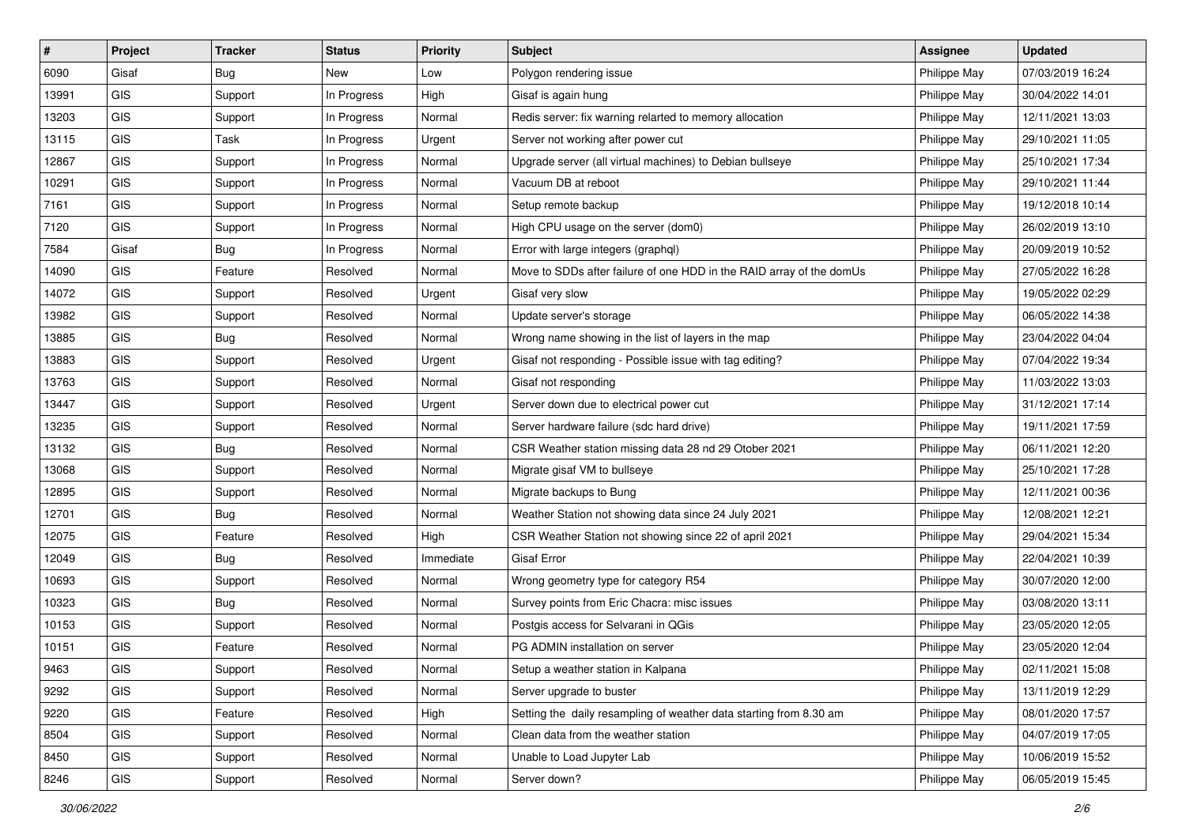| # | Project | Tracker | Status | Priority | Subject | Assignee | Updated |
|---|---|---|---|---|---|---|---|
| 6090 | Gisaf | Bug | New | Low | Polygon rendering issue | Philippe May | 07/03/2019 16:24 |
| 13991 | GIS | Support | In Progress | High | Gisaf is again hung | Philippe May | 30/04/2022 14:01 |
| 13203 | GIS | Support | In Progress | Normal | Redis server: fix warning relarted to memory allocation | Philippe May | 12/11/2021 13:03 |
| 13115 | GIS | Task | In Progress | Urgent | Server not working after power cut | Philippe May | 29/10/2021 11:05 |
| 12867 | GIS | Support | In Progress | Normal | Upgrade server (all virtual machines) to Debian bullseye | Philippe May | 25/10/2021 17:34 |
| 10291 | GIS | Support | In Progress | Normal | Vacuum DB at reboot | Philippe May | 29/10/2021 11:44 |
| 7161 | GIS | Support | In Progress | Normal | Setup remote backup | Philippe May | 19/12/2018 10:14 |
| 7120 | GIS | Support | In Progress | Normal | High CPU usage on the server (dom0) | Philippe May | 26/02/2019 13:10 |
| 7584 | Gisaf | Bug | In Progress | Normal | Error with large integers (graphql) | Philippe May | 20/09/2019 10:52 |
| 14090 | GIS | Feature | Resolved | Normal | Move to SDDs after failure of one HDD in the RAID array of the domUs | Philippe May | 27/05/2022 16:28 |
| 14072 | GIS | Support | Resolved | Urgent | Gisaf very slow | Philippe May | 19/05/2022 02:29 |
| 13982 | GIS | Support | Resolved | Normal | Update server's storage | Philippe May | 06/05/2022 14:38 |
| 13885 | GIS | Bug | Resolved | Normal | Wrong name showing in the list of layers in the map | Philippe May | 23/04/2022 04:04 |
| 13883 | GIS | Support | Resolved | Urgent | Gisaf not responding - Possible issue with tag editing? | Philippe May | 07/04/2022 19:34 |
| 13763 | GIS | Support | Resolved | Normal | Gisaf not responding | Philippe May | 11/03/2022 13:03 |
| 13447 | GIS | Support | Resolved | Urgent | Server down due to electrical power cut | Philippe May | 31/12/2021 17:14 |
| 13235 | GIS | Support | Resolved | Normal | Server hardware failure (sdc hard drive) | Philippe May | 19/11/2021 17:59 |
| 13132 | GIS | Bug | Resolved | Normal | CSR Weather station missing data 28 nd 29 Otober 2021 | Philippe May | 06/11/2021 12:20 |
| 13068 | GIS | Support | Resolved | Normal | Migrate gisaf VM to bullseye | Philippe May | 25/10/2021 17:28 |
| 12895 | GIS | Support | Resolved | Normal | Migrate backups to Bung | Philippe May | 12/11/2021 00:36 |
| 12701 | GIS | Bug | Resolved | Normal | Weather Station not showing data since 24 July 2021 | Philippe May | 12/08/2021 12:21 |
| 12075 | GIS | Feature | Resolved | High | CSR Weather Station not showing since 22 of april 2021 | Philippe May | 29/04/2021 15:34 |
| 12049 | GIS | Bug | Resolved | Immediate | Gisaf Error | Philippe May | 22/04/2021 10:39 |
| 10693 | GIS | Support | Resolved | Normal | Wrong geometry type for category R54 | Philippe May | 30/07/2020 12:00 |
| 10323 | GIS | Bug | Resolved | Normal | Survey points from Eric Chacra: misc issues | Philippe May | 03/08/2020 13:11 |
| 10153 | GIS | Support | Resolved | Normal | Postgis access for Selvarani in QGis | Philippe May | 23/05/2020 12:05 |
| 10151 | GIS | Feature | Resolved | Normal | PG ADMIN installation on server | Philippe May | 23/05/2020 12:04 |
| 9463 | GIS | Support | Resolved | Normal | Setup a weather station in Kalpana | Philippe May | 02/11/2021 15:08 |
| 9292 | GIS | Support | Resolved | Normal | Server upgrade to buster | Philippe May | 13/11/2019 12:29 |
| 9220 | GIS | Feature | Resolved | High | Setting the daily resampling of weather data starting from 8.30 am | Philippe May | 08/01/2020 17:57 |
| 8504 | GIS | Support | Resolved | Normal | Clean data from the weather station | Philippe May | 04/07/2019 17:05 |
| 8450 | GIS | Support | Resolved | Normal | Unable to Load Jupyter Lab | Philippe May | 10/06/2019 15:52 |
| 8246 | GIS | Support | Resolved | Normal | Server down? | Philippe May | 06/05/2019 15:45 |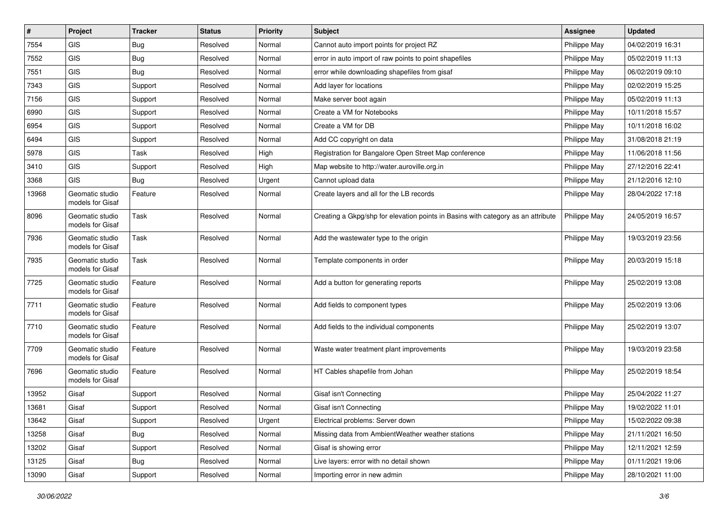| # | Project | Tracker | Status | Priority | Subject | Assignee | Updated |
|---|---|---|---|---|---|---|---|
| 7554 | GIS | Bug | Resolved | Normal | Cannot auto import points for project RZ | Philippe May | 04/02/2019 16:31 |
| 7552 | GIS | Bug | Resolved | Normal | error in auto import of raw points to point shapefiles | Philippe May | 05/02/2019 11:13 |
| 7551 | GIS | Bug | Resolved | Normal | error while downloading shapefiles from gisaf | Philippe May | 06/02/2019 09:10 |
| 7343 | GIS | Support | Resolved | Normal | Add layer for locations | Philippe May | 02/02/2019 15:25 |
| 7156 | GIS | Support | Resolved | Normal | Make server boot again | Philippe May | 05/02/2019 11:13 |
| 6990 | GIS | Support | Resolved | Normal | Create a VM for Notebooks | Philippe May | 10/11/2018 15:57 |
| 6954 | GIS | Support | Resolved | Normal | Create a VM for DB | Philippe May | 10/11/2018 16:02 |
| 6494 | GIS | Support | Resolved | Normal | Add CC copyright on data | Philippe May | 31/08/2018 21:19 |
| 5978 | GIS | Task | Resolved | High | Registration for Bangalore Open Street Map conference | Philippe May | 11/06/2018 11:56 |
| 3410 | GIS | Support | Resolved | High | Map website to http://water.auroville.org.in | Philippe May | 27/12/2016 22:41 |
| 3368 | GIS | Bug | Resolved | Urgent | Cannot upload data | Philippe May | 21/12/2016 12:10 |
| 13968 | Geomatic studio models for Gisaf | Feature | Resolved | Normal | Create layers and all for the LB records | Philippe May | 28/04/2022 17:18 |
| 8096 | Geomatic studio models for Gisaf | Task | Resolved | Normal | Creating a Gkpg/shp for elevation points in Basins with category as an attribute | Philippe May | 24/05/2019 16:57 |
| 7936 | Geomatic studio models for Gisaf | Task | Resolved | Normal | Add the wastewater type to the origin | Philippe May | 19/03/2019 23:56 |
| 7935 | Geomatic studio models for Gisaf | Task | Resolved | Normal | Template components in order | Philippe May | 20/03/2019 15:18 |
| 7725 | Geomatic studio models for Gisaf | Feature | Resolved | Normal | Add a button for generating reports | Philippe May | 25/02/2019 13:08 |
| 7711 | Geomatic studio models for Gisaf | Feature | Resolved | Normal | Add fields to component types | Philippe May | 25/02/2019 13:06 |
| 7710 | Geomatic studio models for Gisaf | Feature | Resolved | Normal | Add fields to the individual components | Philippe May | 25/02/2019 13:07 |
| 7709 | Geomatic studio models for Gisaf | Feature | Resolved | Normal | Waste water treatment plant improvements | Philippe May | 19/03/2019 23:58 |
| 7696 | Geomatic studio models for Gisaf | Feature | Resolved | Normal | HT Cables shapefile from Johan | Philippe May | 25/02/2019 18:54 |
| 13952 | Gisaf | Support | Resolved | Normal | Gisaf isn't Connecting | Philippe May | 25/04/2022 11:27 |
| 13681 | Gisaf | Support | Resolved | Normal | Gisaf isn't Connecting | Philippe May | 19/02/2022 11:01 |
| 13642 | Gisaf | Support | Resolved | Urgent | Electrical problems: Server down | Philippe May | 15/02/2022 09:38 |
| 13258 | Gisaf | Bug | Resolved | Normal | Missing data from AmbientWeather weather stations | Philippe May | 21/11/2021 16:50 |
| 13202 | Gisaf | Support | Resolved | Normal | Gisaf is showing error | Philippe May | 12/11/2021 12:59 |
| 13125 | Gisaf | Bug | Resolved | Normal | Live layers: error with no detail shown | Philippe May | 01/11/2021 19:06 |
| 13090 | Gisaf | Support | Resolved | Normal | Importing error in new admin | Philippe May | 28/10/2021 11:00 |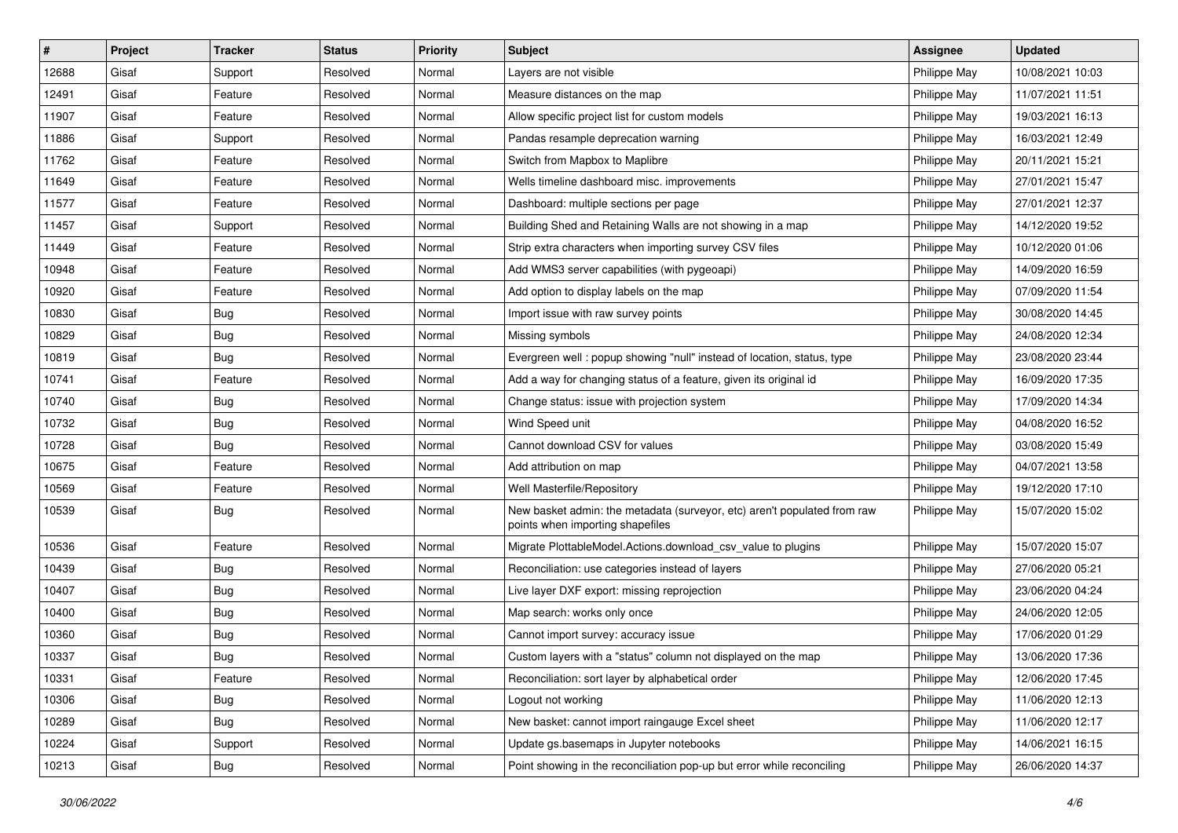| # | Project | Tracker | Status | Priority | Subject | Assignee | Updated |
|---|---|---|---|---|---|---|---|
| 12688 | Gisaf | Support | Resolved | Normal | Layers are not visible | Philippe May | 10/08/2021 10:03 |
| 12491 | Gisaf | Feature | Resolved | Normal | Measure distances on the map | Philippe May | 11/07/2021 11:51 |
| 11907 | Gisaf | Feature | Resolved | Normal | Allow specific project list for custom models | Philippe May | 19/03/2021 16:13 |
| 11886 | Gisaf | Support | Resolved | Normal | Pandas resample deprecation warning | Philippe May | 16/03/2021 12:49 |
| 11762 | Gisaf | Feature | Resolved | Normal | Switch from Mapbox to Maplibre | Philippe May | 20/11/2021 15:21 |
| 11649 | Gisaf | Feature | Resolved | Normal | Wells timeline dashboard misc. improvements | Philippe May | 27/01/2021 15:47 |
| 11577 | Gisaf | Feature | Resolved | Normal | Dashboard: multiple sections per page | Philippe May | 27/01/2021 12:37 |
| 11457 | Gisaf | Support | Resolved | Normal | Building Shed and Retaining Walls are not showing in a map | Philippe May | 14/12/2020 19:52 |
| 11449 | Gisaf | Feature | Resolved | Normal | Strip extra characters when importing survey CSV files | Philippe May | 10/12/2020 01:06 |
| 10948 | Gisaf | Feature | Resolved | Normal | Add WMS3 server capabilities (with pygeoapi) | Philippe May | 14/09/2020 16:59 |
| 10920 | Gisaf | Feature | Resolved | Normal | Add option to display labels on the map | Philippe May | 07/09/2020 11:54 |
| 10830 | Gisaf | Bug | Resolved | Normal | Import issue with raw survey points | Philippe May | 30/08/2020 14:45 |
| 10829 | Gisaf | Bug | Resolved | Normal | Missing symbols | Philippe May | 24/08/2020 12:34 |
| 10819 | Gisaf | Bug | Resolved | Normal | Evergreen well : popup showing "null" instead of location, status, type | Philippe May | 23/08/2020 23:44 |
| 10741 | Gisaf | Feature | Resolved | Normal | Add a way for changing status of a feature, given its original id | Philippe May | 16/09/2020 17:35 |
| 10740 | Gisaf | Bug | Resolved | Normal | Change status: issue with projection system | Philippe May | 17/09/2020 14:34 |
| 10732 | Gisaf | Bug | Resolved | Normal | Wind Speed unit | Philippe May | 04/08/2020 16:52 |
| 10728 | Gisaf | Bug | Resolved | Normal | Cannot download CSV for values | Philippe May | 03/08/2020 15:49 |
| 10675 | Gisaf | Feature | Resolved | Normal | Add attribution on map | Philippe May | 04/07/2021 13:58 |
| 10569 | Gisaf | Feature | Resolved | Normal | Well Masterfile/Repository | Philippe May | 19/12/2020 17:10 |
| 10539 | Gisaf | Bug | Resolved | Normal | New basket admin: the metadata (surveyor, etc) aren't populated from raw points when importing shapefiles | Philippe May | 15/07/2020 15:02 |
| 10536 | Gisaf | Feature | Resolved | Normal | Migrate PlottableModel.Actions.download_csv_value to plugins | Philippe May | 15/07/2020 15:07 |
| 10439 | Gisaf | Bug | Resolved | Normal | Reconciliation: use categories instead of layers | Philippe May | 27/06/2020 05:21 |
| 10407 | Gisaf | Bug | Resolved | Normal | Live layer DXF export: missing reprojection | Philippe May | 23/06/2020 04:24 |
| 10400 | Gisaf | Bug | Resolved | Normal | Map search: works only once | Philippe May | 24/06/2020 12:05 |
| 10360 | Gisaf | Bug | Resolved | Normal | Cannot import survey: accuracy issue | Philippe May | 17/06/2020 01:29 |
| 10337 | Gisaf | Bug | Resolved | Normal | Custom layers with a "status" column not displayed on the map | Philippe May | 13/06/2020 17:36 |
| 10331 | Gisaf | Feature | Resolved | Normal | Reconciliation: sort layer by alphabetical order | Philippe May | 12/06/2020 17:45 |
| 10306 | Gisaf | Bug | Resolved | Normal | Logout not working | Philippe May | 11/06/2020 12:13 |
| 10289 | Gisaf | Bug | Resolved | Normal | New basket: cannot import raingauge Excel sheet | Philippe May | 11/06/2020 12:17 |
| 10224 | Gisaf | Support | Resolved | Normal | Update gs.basemaps in Jupyter notebooks | Philippe May | 14/06/2021 16:15 |
| 10213 | Gisaf | Bug | Resolved | Normal | Point showing in the reconciliation pop-up but error while reconciling | Philippe May | 26/06/2020 14:37 |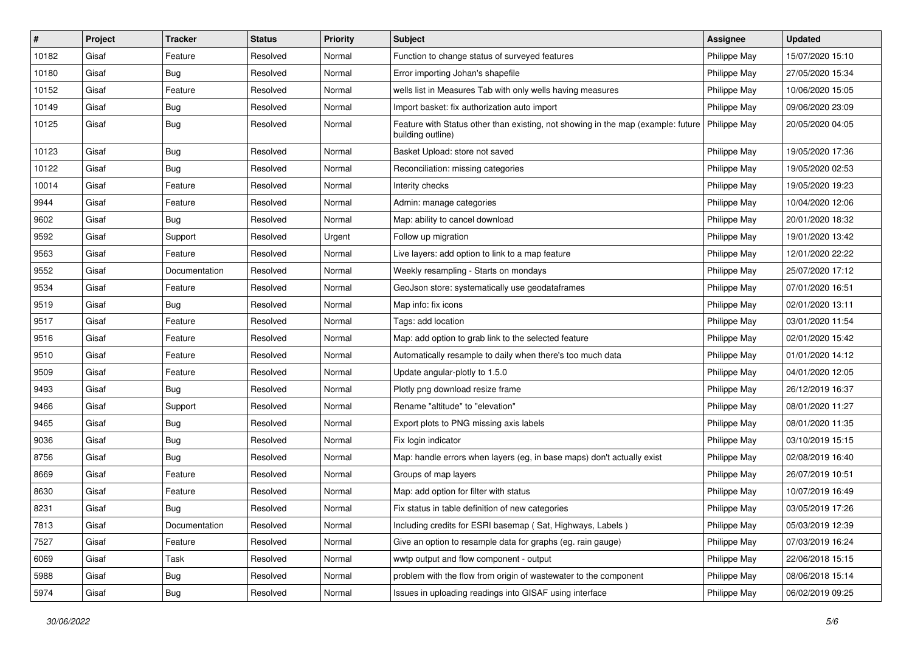| # | Project | Tracker | Status | Priority | Subject | Assignee | Updated |
|---|---|---|---|---|---|---|---|
| 10182 | Gisaf | Feature | Resolved | Normal | Function to change status of surveyed features | Philippe May | 15/07/2020 15:10 |
| 10180 | Gisaf | Bug | Resolved | Normal | Error importing Johan's shapefile | Philippe May | 27/05/2020 15:34 |
| 10152 | Gisaf | Feature | Resolved | Normal | wells list in Measures Tab with only wells having measures | Philippe May | 10/06/2020 15:05 |
| 10149 | Gisaf | Bug | Resolved | Normal | Import basket: fix authorization auto import | Philippe May | 09/06/2020 23:09 |
| 10125 | Gisaf | Bug | Resolved | Normal | Feature with Status other than existing, not showing in the map (example: future building outline) | Philippe May | 20/05/2020 04:05 |
| 10123 | Gisaf | Bug | Resolved | Normal | Basket Upload: store not saved | Philippe May | 19/05/2020 17:36 |
| 10122 | Gisaf | Bug | Resolved | Normal | Reconciliation: missing categories | Philippe May | 19/05/2020 02:53 |
| 10014 | Gisaf | Feature | Resolved | Normal | Interity checks | Philippe May | 19/05/2020 19:23 |
| 9944 | Gisaf | Feature | Resolved | Normal | Admin: manage categories | Philippe May | 10/04/2020 12:06 |
| 9602 | Gisaf | Bug | Resolved | Normal | Map: ability to cancel download | Philippe May | 20/01/2020 18:32 |
| 9592 | Gisaf | Support | Resolved | Urgent | Follow up migration | Philippe May | 19/01/2020 13:42 |
| 9563 | Gisaf | Feature | Resolved | Normal | Live layers: add option to link to a map feature | Philippe May | 12/01/2020 22:22 |
| 9552 | Gisaf | Documentation | Resolved | Normal | Weekly resampling - Starts on mondays | Philippe May | 25/07/2020 17:12 |
| 9534 | Gisaf | Feature | Resolved | Normal | GeoJson store: systematically use geodataframes | Philippe May | 07/01/2020 16:51 |
| 9519 | Gisaf | Bug | Resolved | Normal | Map info: fix icons | Philippe May | 02/01/2020 13:11 |
| 9517 | Gisaf | Feature | Resolved | Normal | Tags: add location | Philippe May | 03/01/2020 11:54 |
| 9516 | Gisaf | Feature | Resolved | Normal | Map: add option to grab link to the selected feature | Philippe May | 02/01/2020 15:42 |
| 9510 | Gisaf | Feature | Resolved | Normal | Automatically resample to daily when there's too much data | Philippe May | 01/01/2020 14:12 |
| 9509 | Gisaf | Feature | Resolved | Normal | Update angular-plotly to 1.5.0 | Philippe May | 04/01/2020 12:05 |
| 9493 | Gisaf | Bug | Resolved | Normal | Plotly png download resize frame | Philippe May | 26/12/2019 16:37 |
| 9466 | Gisaf | Support | Resolved | Normal | Rename "altitude" to "elevation" | Philippe May | 08/01/2020 11:27 |
| 9465 | Gisaf | Bug | Resolved | Normal | Export plots to PNG missing axis labels | Philippe May | 08/01/2020 11:35 |
| 9036 | Gisaf | Bug | Resolved | Normal | Fix login indicator | Philippe May | 03/10/2019 15:15 |
| 8756 | Gisaf | Bug | Resolved | Normal | Map: handle errors when layers (eg, in base maps) don't actually exist | Philippe May | 02/08/2019 16:40 |
| 8669 | Gisaf | Feature | Resolved | Normal | Groups of map layers | Philippe May | 26/07/2019 10:51 |
| 8630 | Gisaf | Feature | Resolved | Normal | Map: add option for filter with status | Philippe May | 10/07/2019 16:49 |
| 8231 | Gisaf | Bug | Resolved | Normal | Fix status in table definition of new categories | Philippe May | 03/05/2019 17:26 |
| 7813 | Gisaf | Documentation | Resolved | Normal | Including credits for ESRI basemap ( Sat, Highways, Labels ) | Philippe May | 05/03/2019 12:39 |
| 7527 | Gisaf | Feature | Resolved | Normal | Give an option to resample data for graphs (eg. rain gauge) | Philippe May | 07/03/2019 16:24 |
| 6069 | Gisaf | Task | Resolved | Normal | wwtp output and flow component - output | Philippe May | 22/06/2018 15:15 |
| 5988 | Gisaf | Bug | Resolved | Normal | problem with the flow from origin of wastewater to the component | Philippe May | 08/06/2018 15:14 |
| 5974 | Gisaf | Bug | Resolved | Normal | Issues in uploading readings into GISAF using interface | Philippe May | 06/02/2019 09:25 |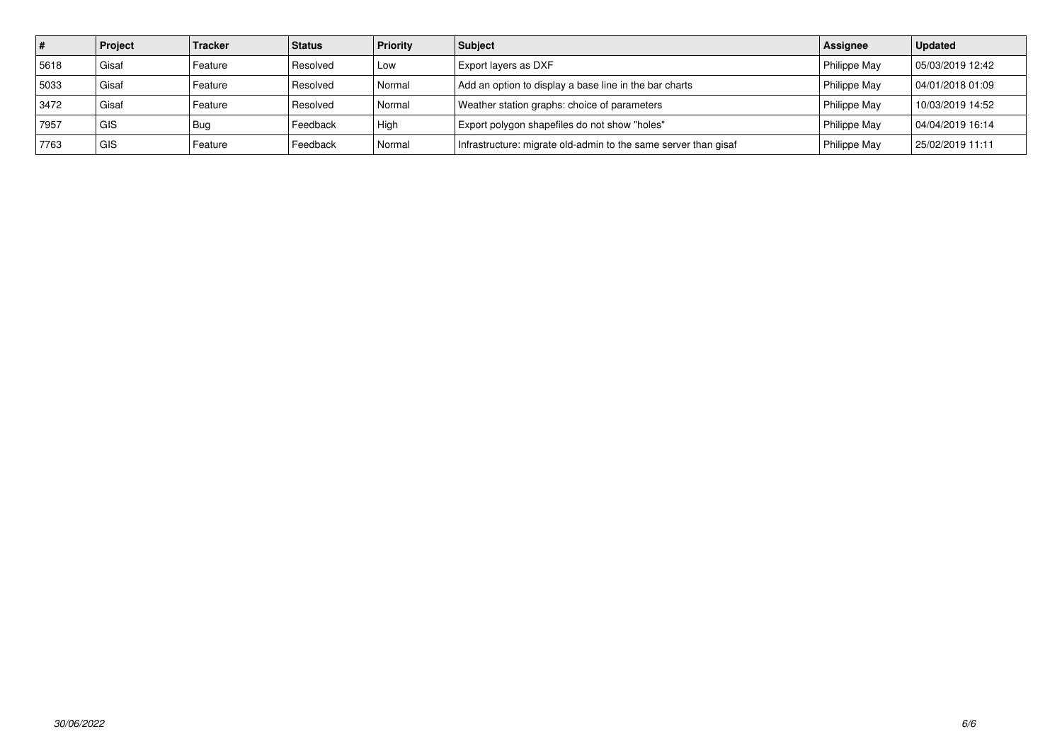| # | Project | Tracker | Status | Priority | Subject | Assignee | Updated |
|---|---|---|---|---|---|---|---|
| 5618 | Gisaf | Feature | Resolved | Low | Export layers as DXF | Philippe May | 05/03/2019 12:42 |
| 5033 | Gisaf | Feature | Resolved | Normal | Add an option to display a base line in the bar charts | Philippe May | 04/01/2018 01:09 |
| 3472 | Gisaf | Feature | Resolved | Normal | Weather station graphs: choice of parameters | Philippe May | 10/03/2019 14:52 |
| 7957 | GIS | Bug | Feedback | High | Export polygon shapefiles do not show "holes" | Philippe May | 04/04/2019 16:14 |
| 7763 | GIS | Feature | Feedback | Normal | Infrastructure: migrate old-admin to the same server than gisaf | Philippe May | 25/02/2019 11:11 |